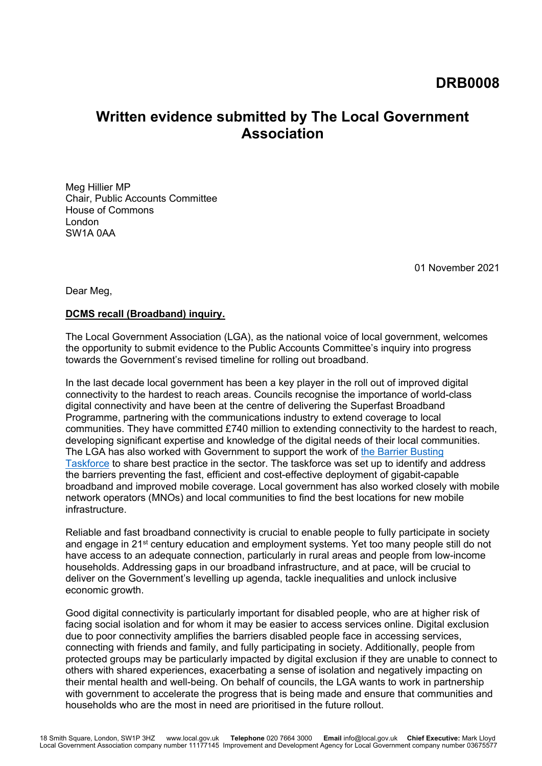DRB0008

# Written evidence submitted by The Local Government Association

Meg Hillier MP
Chair, Public Accounts Committee
House of Commons
London
SW1A 0AA

01 November 2021

Dear Meg,

**DCMS recall (Broadband) inquiry.**

The Local Government Association (LGA), as the national voice of local government, welcomes the opportunity to submit evidence to the Public Accounts Committee's inquiry into progress towards the Government's revised timeline for rolling out broadband.

In the last decade local government has been a key player in the roll out of improved digital connectivity to the hardest to reach areas. Councils recognise the importance of world-class digital connectivity and have been at the centre of delivering the Superfast Broadband Programme, partnering with the communications industry to extend coverage to local communities. They have committed £740 million to extending connectivity to the hardest to reach, developing significant expertise and knowledge of the digital needs of their local communities. The LGA has also worked with Government to support the work of the Barrier Busting Taskforce to share best practice in the sector. The taskforce was set up to identify and address the barriers preventing the fast, efficient and cost-effective deployment of gigabit-capable broadband and improved mobile coverage. Local government has also worked closely with mobile network operators (MNOs) and local communities to find the best locations for new mobile infrastructure.

Reliable and fast broadband connectivity is crucial to enable people to fully participate in society and engage in 21st century education and employment systems. Yet too many people still do not have access to an adequate connection, particularly in rural areas and people from low-income households. Addressing gaps in our broadband infrastructure, and at pace, will be crucial to deliver on the Government's levelling up agenda, tackle inequalities and unlock inclusive economic growth.

Good digital connectivity is particularly important for disabled people, who are at higher risk of facing social isolation and for whom it may be easier to access services online. Digital exclusion due to poor connectivity amplifies the barriers disabled people face in accessing services, connecting with friends and family, and fully participating in society. Additionally, people from protected groups may be particularly impacted by digital exclusion if they are unable to connect to others with shared experiences, exacerbating a sense of isolation and negatively impacting on their mental health and well-being. On behalf of councils, the LGA wants to work in partnership with government to accelerate the progress that is being made and ensure that communities and households who are the most in need are prioritised in the future rollout.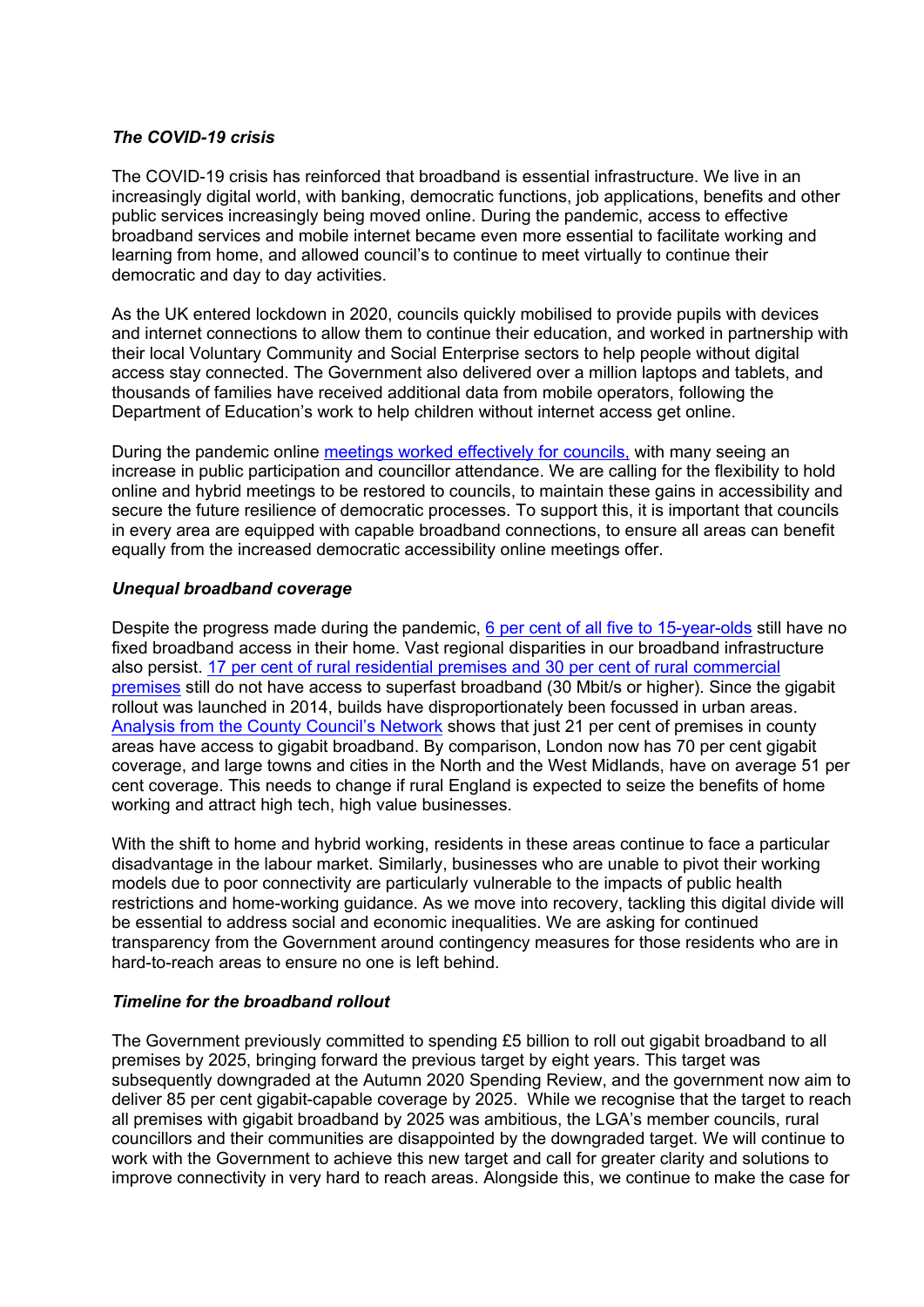### *The COVID-19 crisis*

The COVID-19 crisis has reinforced that broadband is essential infrastructure. We live in an increasingly digital world, with banking, democratic functions, job applications, benefits and other public services increasingly being moved online. During the pandemic, access to effective broadband services and mobile internet became even more essential to facilitate working and learning from home, and allowed council's to continue to meet virtually to continue their democratic and day to day activities.

As the UK entered lockdown in 2020, councils quickly mobilised to provide pupils with devices and internet connections to allow them to continue their education, and worked in partnership with their local Voluntary Community and Social Enterprise sectors to help people without digital access stay connected. The Government also delivered over a million laptops and tablets, and thousands of families have received additional data from mobile operators, following the Department of Education's work to help children without internet access get online.

During the pandemic online meetings worked effectively for councils, with many seeing an increase in public participation and councillor attendance. We are calling for the flexibility to hold online and hybrid meetings to be restored to councils, to maintain these gains in accessibility and secure the future resilience of democratic processes. To support this, it is important that councils in every area are equipped with capable broadband connections, to ensure all areas can benefit equally from the increased democratic accessibility online meetings offer.

### *Unequal broadband coverage*

Despite the progress made during the pandemic, 6 per cent of all five to 15-year-olds still have no fixed broadband access in their home. Vast regional disparities in our broadband infrastructure also persist. 17 per cent of rural residential premises and 30 per cent of rural commercial premises still do not have access to superfast broadband (30 Mbit/s or higher). Since the gigabit rollout was launched in 2014, builds have disproportionately been focussed in urban areas. Analysis from the County Council's Network shows that just 21 per cent of premises in county areas have access to gigabit broadband. By comparison, London now has 70 per cent gigabit coverage, and large towns and cities in the North and the West Midlands, have on average 51 per cent coverage. This needs to change if rural England is expected to seize the benefits of home working and attract high tech, high value businesses.

With the shift to home and hybrid working, residents in these areas continue to face a particular disadvantage in the labour market. Similarly, businesses who are unable to pivot their working models due to poor connectivity are particularly vulnerable to the impacts of public health restrictions and home-working guidance. As we move into recovery, tackling this digital divide will be essential to address social and economic inequalities. We are asking for continued transparency from the Government around contingency measures for those residents who are in hard-to-reach areas to ensure no one is left behind.

### *Timeline for the broadband rollout*

The Government previously committed to spending £5 billion to roll out gigabit broadband to all premises by 2025, bringing forward the previous target by eight years. This target was subsequently downgraded at the Autumn 2020 Spending Review, and the government now aim to deliver 85 per cent gigabit-capable coverage by 2025. While we recognise that the target to reach all premises with gigabit broadband by 2025 was ambitious, the LGA's member councils, rural councillors and their communities are disappointed by the downgraded target. We will continue to work with the Government to achieve this new target and call for greater clarity and solutions to improve connectivity in very hard to reach areas. Alongside this, we continue to make the case for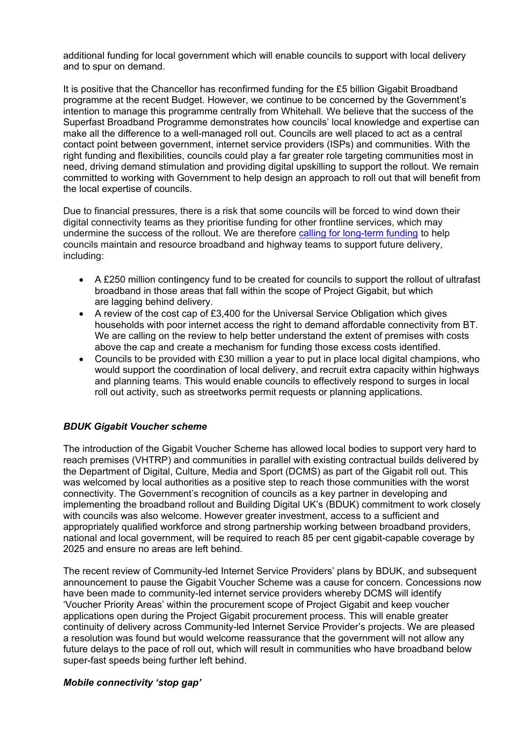additional funding for local government which will enable councils to support with local delivery and to spur on demand.

It is positive that the Chancellor has reconfirmed funding for the £5 billion Gigabit Broadband programme at the recent Budget. However, we continue to be concerned by the Government's intention to manage this programme centrally from Whitehall. We believe that the success of the Superfast Broadband Programme demonstrates how councils' local knowledge and expertise can make all the difference to a well-managed roll out. Councils are well placed to act as a central contact point between government, internet service providers (ISPs) and communities. With the right funding and flexibilities, councils could play a far greater role targeting communities most in need, driving demand stimulation and providing digital upskilling to support the rollout. We remain committed to working with Government to help design an approach to roll out that will benefit from the local expertise of councils.

Due to financial pressures, there is a risk that some councils will be forced to wind down their digital connectivity teams as they prioritise funding for other frontline services, which may undermine the success of the rollout. We are therefore calling for long-term funding to help councils maintain and resource broadband and highway teams to support future delivery, including:

- A £250 million contingency fund to be created for councils to support the rollout of ultrafast broadband in those areas that fall within the scope of Project Gigabit, but which are lagging behind delivery.
- A review of the cost cap of £3,400 for the Universal Service Obligation which gives households with poor internet access the right to demand affordable connectivity from BT. We are calling on the review to help better understand the extent of premises with costs above the cap and create a mechanism for funding those excess costs identified.
- Councils to be provided with £30 million a year to put in place local digital champions, who would support the coordination of local delivery, and recruit extra capacity within highways and planning teams. This would enable councils to effectively respond to surges in local roll out activity, such as streetworks permit requests or planning applications.

### *BDUK Gigabit Voucher scheme*

The introduction of the Gigabit Voucher Scheme has allowed local bodies to support very hard to reach premises (VHTRP) and communities in parallel with existing contractual builds delivered by the Department of Digital, Culture, Media and Sport (DCMS) as part of the Gigabit roll out. This was welcomed by local authorities as a positive step to reach those communities with the worst connectivity. The Government's recognition of councils as a key partner in developing and implementing the broadband rollout and Building Digital UK's (BDUK) commitment to work closely with councils was also welcome. However greater investment, access to a sufficient and appropriately qualified workforce and strong partnership working between broadband providers, national and local government, will be required to reach 85 per cent gigabit-capable coverage by 2025 and ensure no areas are left behind.

The recent review of Community-led Internet Service Providers' plans by BDUK, and subsequent announcement to pause the Gigabit Voucher Scheme was a cause for concern. Concessions now have been made to community-led internet service providers whereby DCMS will identify 'Voucher Priority Areas' within the procurement scope of Project Gigabit and keep voucher applications open during the Project Gigabit procurement process. This will enable greater continuity of delivery across Community-led Internet Service Provider's projects. We are pleased a resolution was found but would welcome reassurance that the government will not allow any future delays to the pace of roll out, which will result in communities who have broadband below super-fast speeds being further left behind.

### *Mobile connectivity 'stop gap'*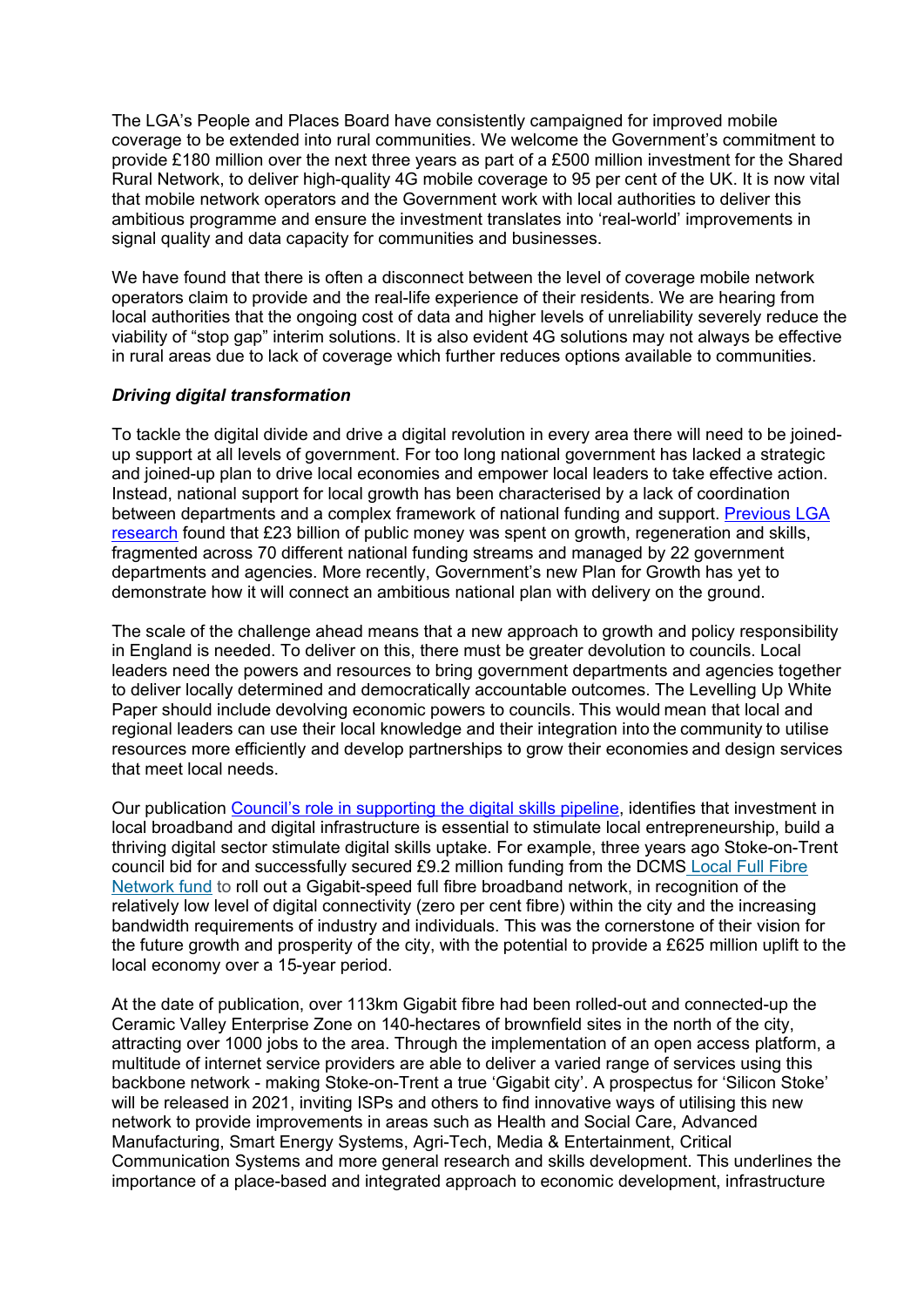The LGA's People and Places Board have consistently campaigned for improved mobile coverage to be extended into rural communities. We welcome the Government's commitment to provide £180 million over the next three years as part of a £500 million investment for the Shared Rural Network, to deliver high-quality 4G mobile coverage to 95 per cent of the UK. It is now vital that mobile network operators and the Government work with local authorities to deliver this ambitious programme and ensure the investment translates into 'real-world' improvements in signal quality and data capacity for communities and businesses.

We have found that there is often a disconnect between the level of coverage mobile network operators claim to provide and the real-life experience of their residents. We are hearing from local authorities that the ongoing cost of data and higher levels of unreliability severely reduce the viability of "stop gap" interim solutions. It is also evident 4G solutions may not always be effective in rural areas due to lack of coverage which further reduces options available to communities.

***Driving digital transformation***

To tackle the digital divide and drive a digital revolution in every area there will need to be joined-up support at all levels of government. For too long national government has lacked a strategic and joined-up plan to drive local economies and empower local leaders to take effective action. Instead, national support for local growth has been characterised by a lack of coordination between departments and a complex framework of national funding and support. Previous LGA research found that £23 billion of public money was spent on growth, regeneration and skills, fragmented across 70 different national funding streams and managed by 22 government departments and agencies. More recently, Government's new Plan for Growth has yet to demonstrate how it will connect an ambitious national plan with delivery on the ground.

The scale of the challenge ahead means that a new approach to growth and policy responsibility in England is needed. To deliver on this, there must be greater devolution to councils. Local leaders need the powers and resources to bring government departments and agencies together to deliver locally determined and democratically accountable outcomes. The Levelling Up White Paper should include devolving economic powers to councils. This would mean that local and regional leaders can use their local knowledge and their integration into the community to utilise resources more efficiently and develop partnerships to grow their economies and design services that meet local needs.

Our publication Council's role in supporting the digital skills pipeline, identifies that investment in local broadband and digital infrastructure is essential to stimulate local entrepreneurship, build a thriving digital sector stimulate digital skills uptake. For example, three years ago Stoke-on-Trent council bid for and successfully secured £9.2 million funding from the DCMS Local Full Fibre Network fund to roll out a Gigabit-speed full fibre broadband network, in recognition of the relatively low level of digital connectivity (zero per cent fibre) within the city and the increasing bandwidth requirements of industry and individuals. This was the cornerstone of their vision for the future growth and prosperity of the city, with the potential to provide a £625 million uplift to the local economy over a 15-year period.

At the date of publication, over 113km Gigabit fibre had been rolled-out and connected-up the Ceramic Valley Enterprise Zone on 140-hectares of brownfield sites in the north of the city, attracting over 1000 jobs to the area. Through the implementation of an open access platform, a multitude of internet service providers are able to deliver a varied range of services using this backbone network - making Stoke-on-Trent a true 'Gigabit city'. A prospectus for 'Silicon Stoke' will be released in 2021, inviting ISPs and others to find innovative ways of utilising this new network to provide improvements in areas such as Health and Social Care, Advanced Manufacturing, Smart Energy Systems, Agri-Tech, Media & Entertainment, Critical Communication Systems and more general research and skills development. This underlines the importance of a place-based and integrated approach to economic development, infrastructure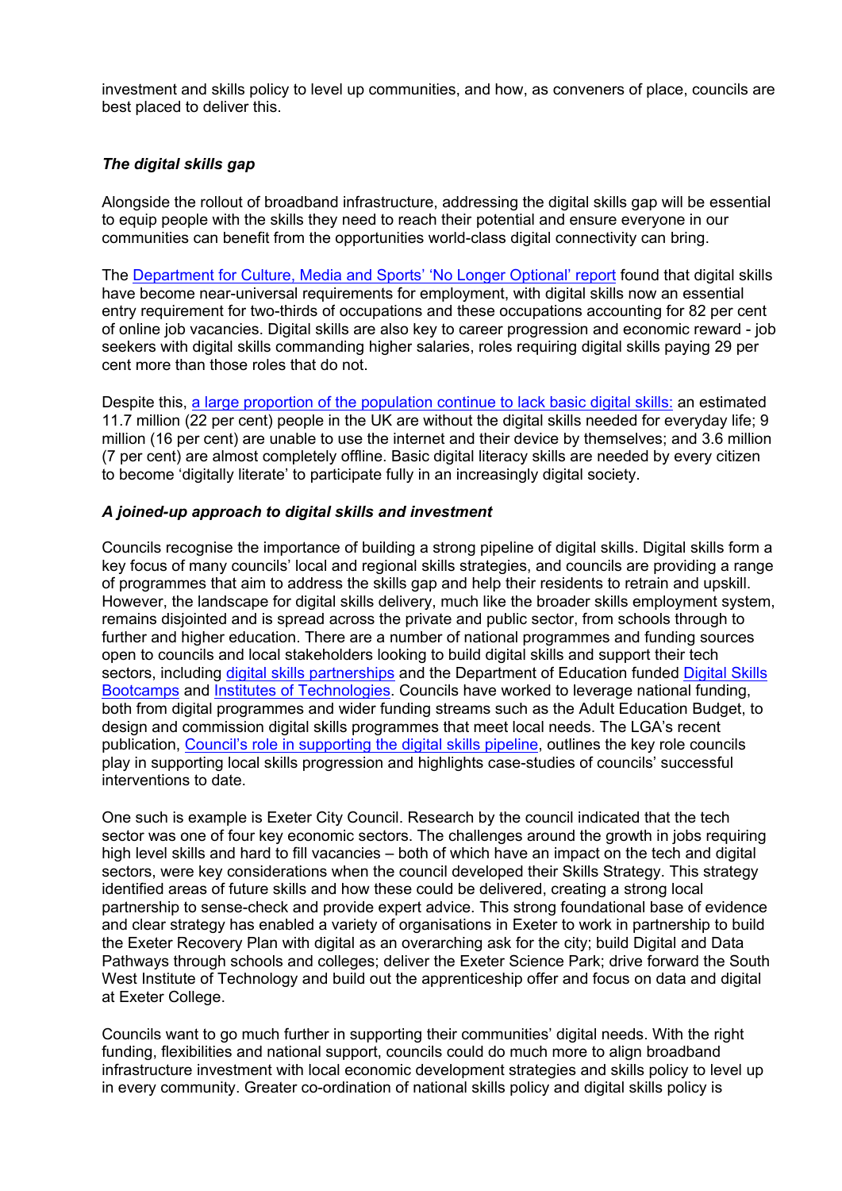investment and skills policy to level up communities, and how, as conveners of place, councils are best placed to deliver this.

### *The digital skills gap*

Alongside the rollout of broadband infrastructure, addressing the digital skills gap will be essential to equip people with the skills they need to reach their potential and ensure everyone in our communities can benefit from the opportunities world-class digital connectivity can bring.

The Department for Culture, Media and Sports' 'No Longer Optional' report found that digital skills have become near-universal requirements for employment, with digital skills now an essential entry requirement for two-thirds of occupations and these occupations accounting for 82 per cent of online job vacancies. Digital skills are also key to career progression and economic reward - job seekers with digital skills commanding higher salaries, roles requiring digital skills paying 29 per cent more than those roles that do not.

Despite this, a large proportion of the population continue to lack basic digital skills: an estimated 11.7 million (22 per cent) people in the UK are without the digital skills needed for everyday life; 9 million (16 per cent) are unable to use the internet and their device by themselves; and 3.6 million (7 per cent) are almost completely offline. Basic digital literacy skills are needed by every citizen to become 'digitally literate' to participate fully in an increasingly digital society.

### *A joined-up approach to digital skills and investment*

Councils recognise the importance of building a strong pipeline of digital skills. Digital skills form a key focus of many councils' local and regional skills strategies, and councils are providing a range of programmes that aim to address the skills gap and help their residents to retrain and upskill. However, the landscape for digital skills delivery, much like the broader skills employment system, remains disjointed and is spread across the private and public sector, from schools through to further and higher education. There are a number of national programmes and funding sources open to councils and local stakeholders looking to build digital skills and support their tech sectors, including digital skills partnerships and the Department of Education funded Digital Skills Bootcamps and Institutes of Technologies. Councils have worked to leverage national funding, both from digital programmes and wider funding streams such as the Adult Education Budget, to design and commission digital skills programmes that meet local needs. The LGA's recent publication, Council's role in supporting the digital skills pipeline, outlines the key role councils play in supporting local skills progression and highlights case-studies of councils' successful interventions to date.

One such is example is Exeter City Council. Research by the council indicated that the tech sector was one of four key economic sectors. The challenges around the growth in jobs requiring high level skills and hard to fill vacancies – both of which have an impact on the tech and digital sectors, were key considerations when the council developed their Skills Strategy. This strategy identified areas of future skills and how these could be delivered, creating a strong local partnership to sense-check and provide expert advice. This strong foundational base of evidence and clear strategy has enabled a variety of organisations in Exeter to work in partnership to build the Exeter Recovery Plan with digital as an overarching ask for the city; build Digital and Data Pathways through schools and colleges; deliver the Exeter Science Park; drive forward the South West Institute of Technology and build out the apprenticeship offer and focus on data and digital at Exeter College.

Councils want to go much further in supporting their communities' digital needs. With the right funding, flexibilities and national support, councils could do much more to align broadband infrastructure investment with local economic development strategies and skills policy to level up in every community. Greater co-ordination of national skills policy and digital skills policy is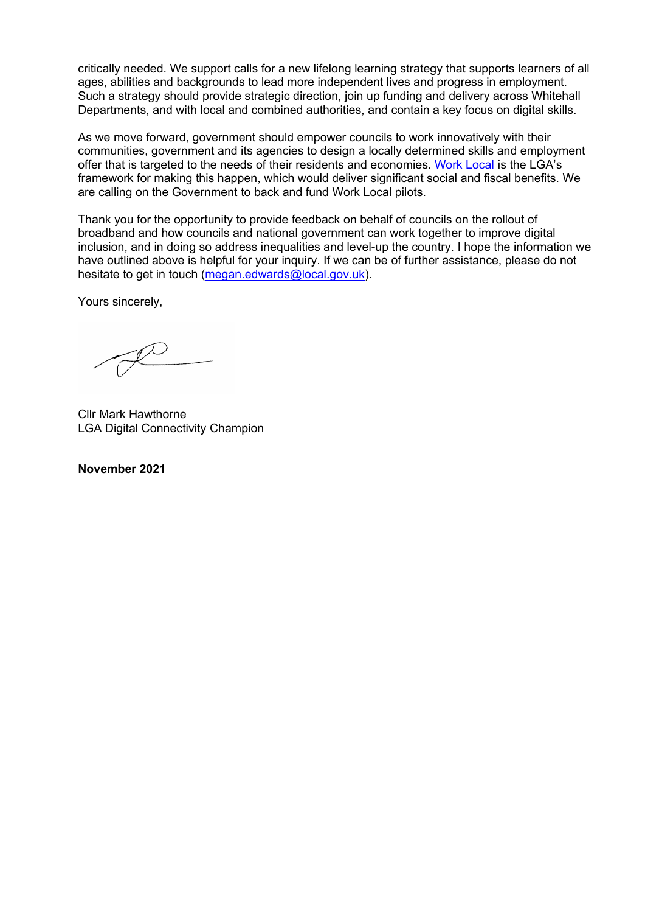critically needed. We support calls for a new lifelong learning strategy that supports learners of all ages, abilities and backgrounds to lead more independent lives and progress in employment. Such a strategy should provide strategic direction, join up funding and delivery across Whitehall Departments, and with local and combined authorities, and contain a key focus on digital skills.

As we move forward, government should empower councils to work innovatively with their communities, government and its agencies to design a locally determined skills and employment offer that is targeted to the needs of their residents and economies. Work Local is the LGA's framework for making this happen, which would deliver significant social and fiscal benefits. We are calling on the Government to back and fund Work Local pilots.

Thank you for the opportunity to provide feedback on behalf of councils on the rollout of broadband and how councils and national government can work together to improve digital inclusion, and in doing so address inequalities and level-up the country. I hope the information we have outlined above is helpful for your inquiry. If we can be of further assistance, please do not hesitate to get in touch (megan.edwards@local.gov.uk).

Yours sincerely,

Cllr Mark Hawthorne
LGA Digital Connectivity Champion

**November 2021**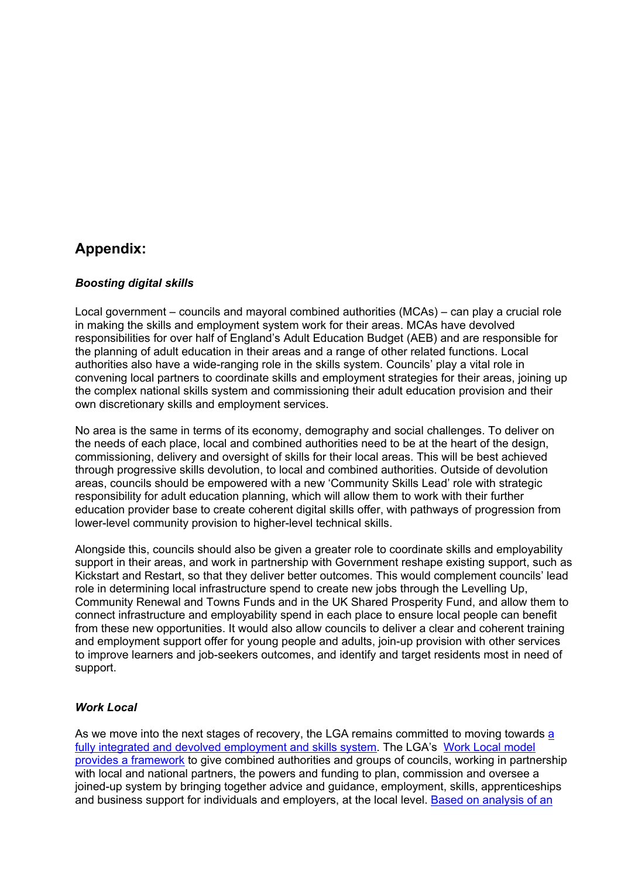## Appendix:

### *Boosting digital skills*

Local government – councils and mayoral combined authorities (MCAs) – can play a crucial role in making the skills and employment system work for their areas. MCAs have devolved responsibilities for over half of England's Adult Education Budget (AEB) and are responsible for the planning of adult education in their areas and a range of other related functions. Local authorities also have a wide-ranging role in the skills system. Councils' play a vital role in convening local partners to coordinate skills and employment strategies for their areas, joining up the complex national skills system and commissioning their adult education provision and their own discretionary skills and employment services.

No area is the same in terms of its economy, demography and social challenges. To deliver on the needs of each place, local and combined authorities need to be at the heart of the design, commissioning, delivery and oversight of skills for their local areas. This will be best achieved through progressive skills devolution, to local and combined authorities. Outside of devolution areas, councils should be empowered with a new 'Community Skills Lead' role with strategic responsibility for adult education planning, which will allow them to work with their further education provider base to create coherent digital skills offer, with pathways of progression from lower-level community provision to higher-level technical skills.

Alongside this, councils should also be given a greater role to coordinate skills and employability support in their areas, and work in partnership with Government reshape existing support, such as Kickstart and Restart, so that they deliver better outcomes. This would complement councils' lead role in determining local infrastructure spend to create new jobs through the Levelling Up, Community Renewal and Towns Funds and in the UK Shared Prosperity Fund, and allow them to connect infrastructure and employability spend in each place to ensure local people can benefit from these new opportunities. It would also allow councils to deliver a clear and coherent training and employment support offer for young people and adults, join-up provision with other services to improve learners and job-seekers outcomes, and identify and target residents most in need of support.

### *Work Local*

As we move into the next stages of recovery, the LGA remains committed to moving towards a fully integrated and devolved employment and skills system. The LGA's Work Local model provides a framework to give combined authorities and groups of councils, working in partnership with local and national partners, the powers and funding to plan, commission and oversee a joined-up system by bringing together advice and guidance, employment, skills, apprenticeships and business support for individuals and employers, at the local level. Based on analysis of an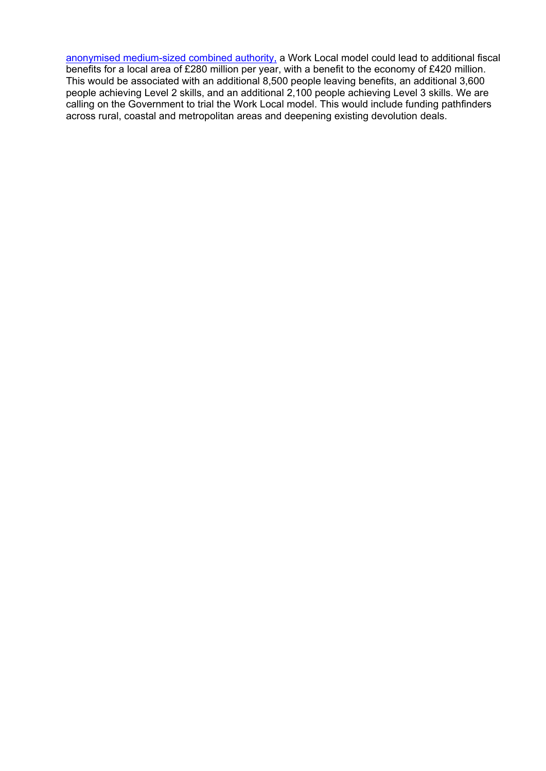[anonymised medium-sized combined authority,] a Work Local model could lead to additional fiscal benefits for a local area of £280 million per year, with a benefit to the economy of £420 million. This would be associated with an additional 8,500 people leaving benefits, an additional 3,600 people achieving Level 2 skills, and an additional 2,100 people achieving Level 3 skills. We are calling on the Government to trial the Work Local model. This would include funding pathfinders across rural, coastal and metropolitan areas and deepening existing devolution deals.